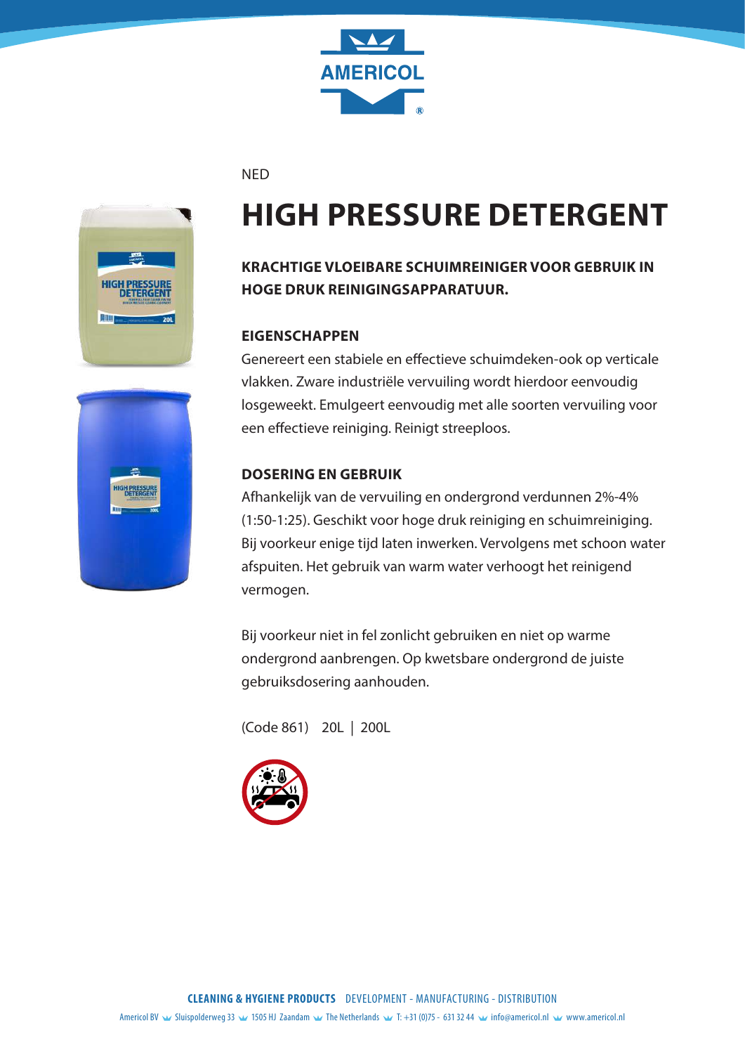NED

# HIGH PRESSURE DETERGENT

**KRACHTIGE VLOEIBARE SCHUIMREINIGER VOOR GEBRUIK IN HOGE DRUK REINIGINGSAPPARATUUR.**

## EIGENSCHAPPEN

Genereert een stabiele en effectieve schuimdeken-ook op verticale vlakken. Zware industriële vervuiling wordt hierdoor eenvoudig losgeweekt. Emulgeert eenvoudig met alle soorten vervuiling voor een effectieve reiniging. Reinigt streeploos.

## DOSERING EN GEBRUIK

Afhankelijk van de vervuiling en ondergrond verdunnen 2%-4% (1:50-1:25). Geschikt voor hoge druk reiniging en schuimreiniging. Bij voorkeur enige tijd laten inwerken. Vervolgens met schoon water afspuiten. Het gebruik van warm water verhoogt het reinigend vermogen.

Bij voorkeur niet in fel zonlicht gebruiken en niet op warme ondergrond aanbrengen. Op kwetsbare ondergrond de juiste gebruiksdosering aanhouden.

(Code 861) 20L | 200L

**CLEANING & HYGIENE PRODUCTS** DEVELOPMENT - MANUFACTURING - DISTRIBUTION

Americol BV Sluispolderweg 33 1505 HJ Zaandam The Netherlands T: +31 (0)75 - 631 32 44 info@americol.nl www.americol.nl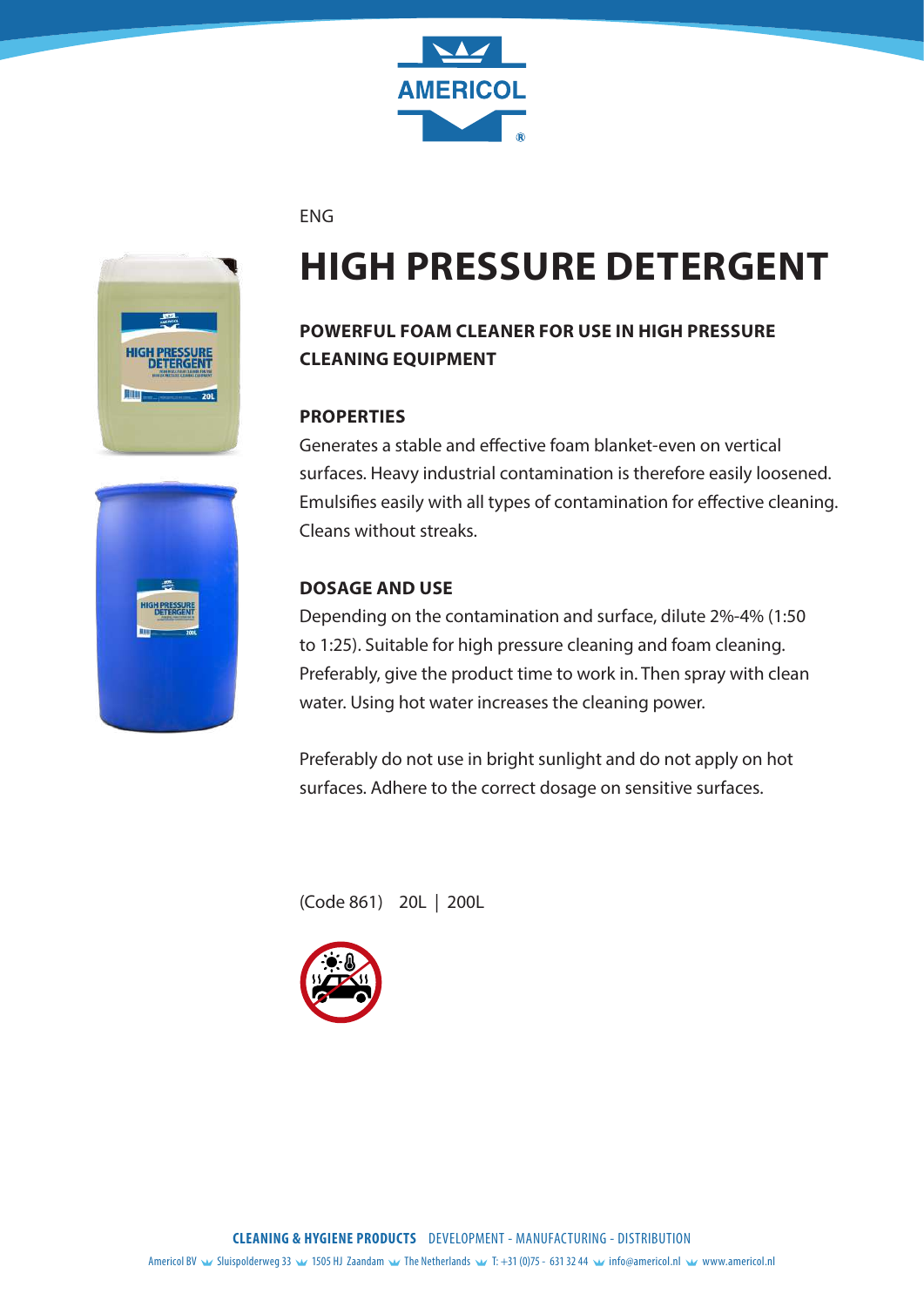ENG

# HIGH PRESSURE DETERGENT

## POWERFUL FOAM CLEANER FOR USE IN HIGH PRESSURE CLEANING EQUIPMENT

### PROPERTIES

Generates a stable and effective foam blanket-even on vertical surfaces. Heavy industrial contamination is therefore easily loosened. Emulsifies easily with all types of contamination for effective cleaning. Cleans without streaks.

### DOSAGE AND USE

Depending on the contamination and surface, dilute 2%-4% (1:50 to 1:25). Suitable for high pressure cleaning and foam cleaning. Preferably, give the product time to work in. Then spray with clean water. Using hot water increases the cleaning power.

Preferably do not use in bright sunlight and do not apply on hot surfaces. Adhere to the correct dosage on sensitive surfaces.

(Code 861) 20L | 200L

**CLEANING & HYGIENE PRODUCTS** DEVELOPMENT - MANUFACTURING - DISTRIBUTION

Americol BV Sluispolderweg 33 1505 HJ Zaandam The Netherlands T: +31 (0)75 - 631 32 44 info@americol.nl www.americol.nl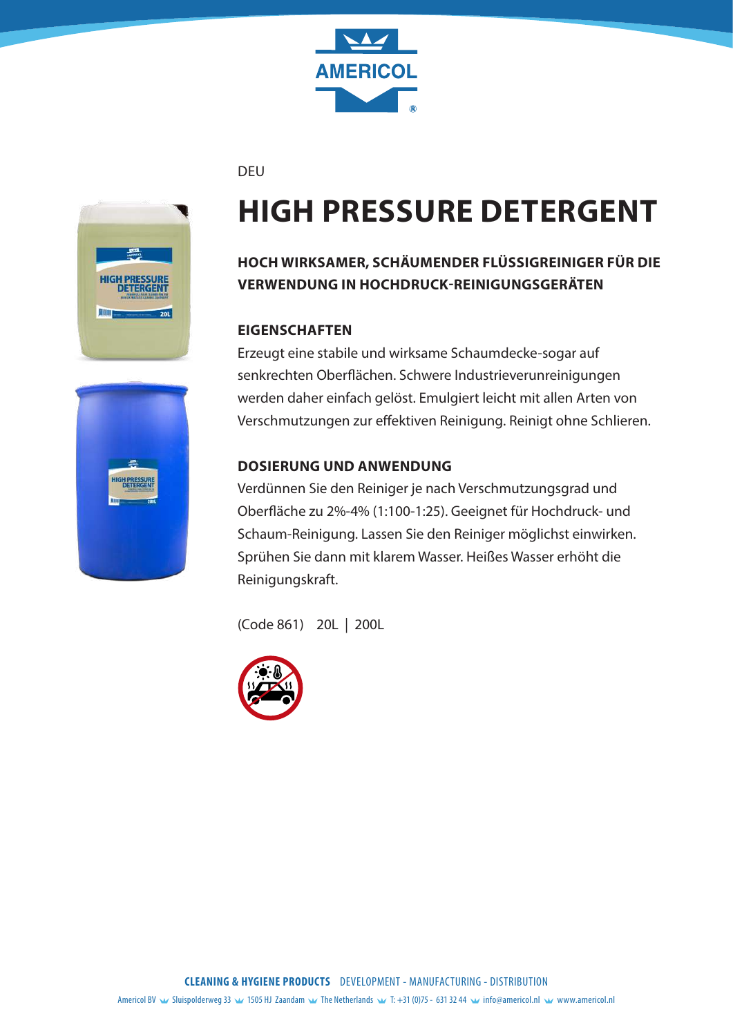DEU

# HIGH PRESSURE DETERGENT

### HOCH WIRKSAMER, SCHÄUMENDER FLÜSSIGREINIGER FÜR DIE VERWENDUNG IN HOCHDRUCK-REINIGUNGSGERÄTEN

### EIGENSCHAFTEN

Erzeugt eine stabile und wirksame Schaumdecke-sogar auf senkrechten Oberflächen. Schwere Industrieverunreinigungen werden daher einfach gelöst. Emulgiert leicht mit allen Arten von Verschmutzungen zur effektiven Reinigung. Reinigt ohne Schlieren.

### DOSIERUNG UND ANWENDUNG

Verdünnen Sie den Reiniger je nach Verschmutzungsgrad und Oberfläche zu 2%-4% (1:100-1:25). Geeignet für Hochdruck- und Schaum-Reinigung. Lassen Sie den Reiniger möglichst einwirken. Sprühen Sie dann mit klarem Wasser. Heißes Wasser erhöht die Reinigungskraft.

(Code 861) 20L | 200L

**CLEANING & HYGIENE PRODUCTS** DEVELOPMENT - MANUFACTURING - DISTRIBUTION

Americol BV Sluispolderweg 33 1505 HJ Zaandam The Netherlands T: +31 (0)75 - 631 32 44 info@americol.nl www.americol.nl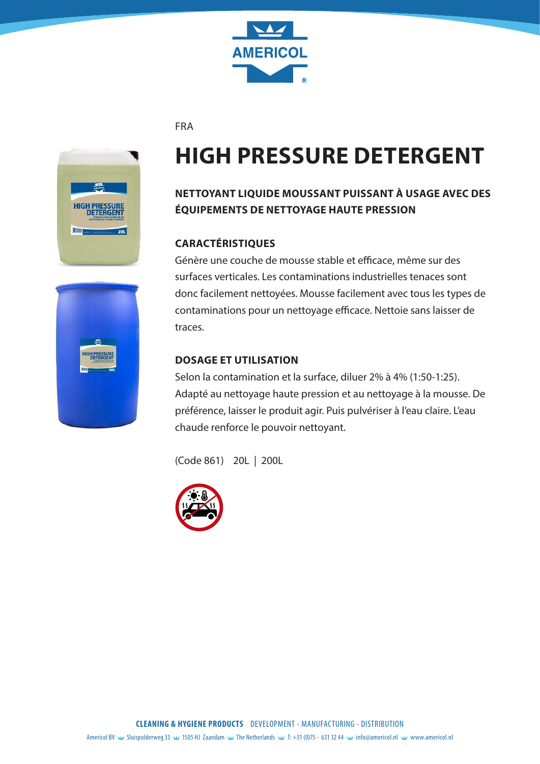FRA

# HIGH PRESSURE DETERGENT

### NETTOYANT LIQUIDE MOUSSANT PUISSANT À USAGE AVEC DES ÉQUIPEMENTS DE NETTOYAGE HAUTE PRESSION

### CARACTÉRISTIQUES

Génère une couche de mousse stable et efficace, même sur des surfaces verticales. Les contaminations industrielles tenaces sont donc facilement nettoyées. Mousse facilement avec tous les types de contaminations pour un nettoyage efficace. Nettoie sans laisser de traces.

### DOSAGE ET UTILISATION

Selon la contamination et la surface, diluer 2% à 4% (1:50-1:25). Adapté au nettoyage haute pression et au nettoyage à la mousse. De préférence, laisser le produit agir. Puis pulvériser à l'eau claire. L'eau chaude renforce le pouvoir nettoyant.

(Code 861) 20L | 200L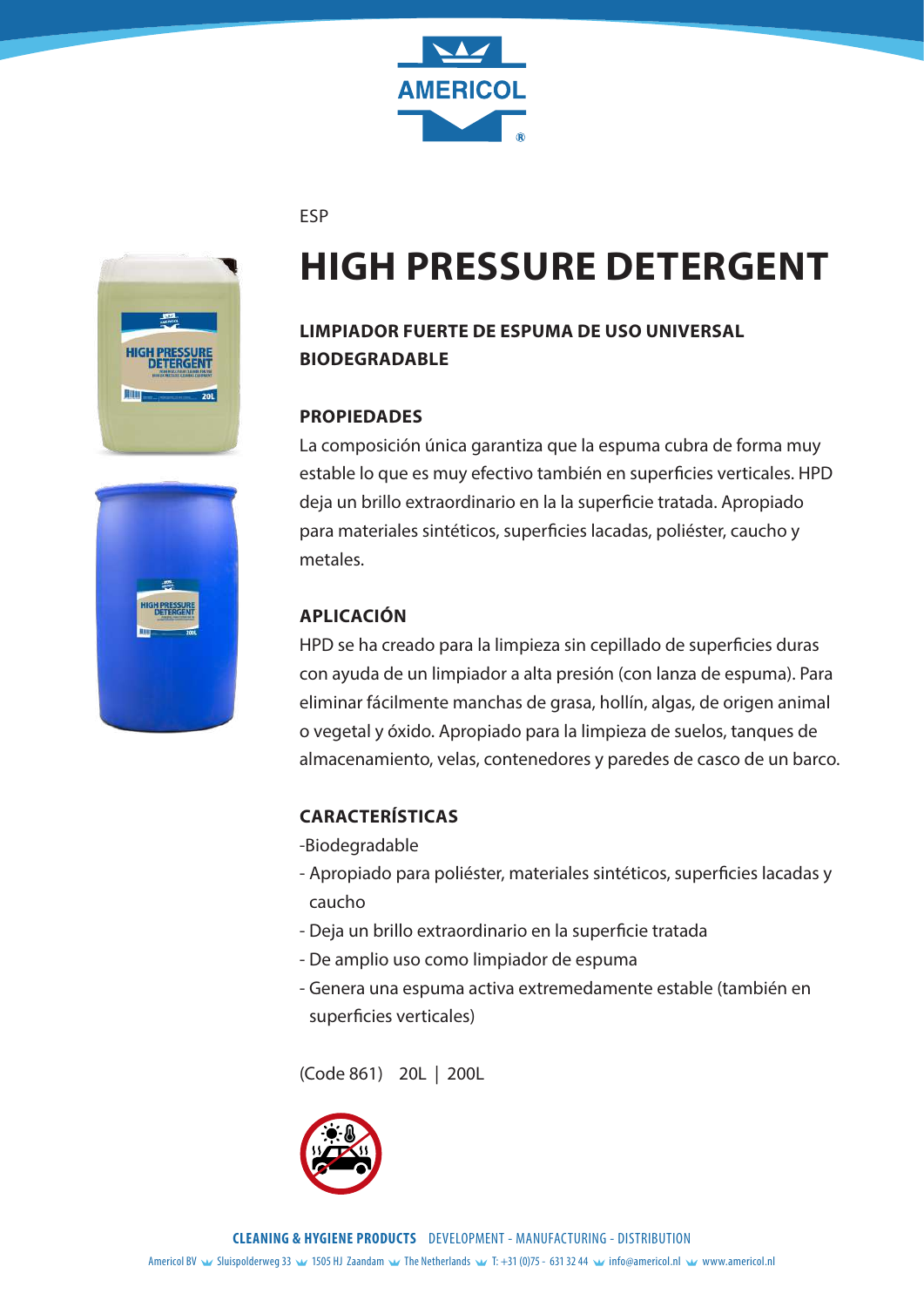ESP

# HIGH PRESSURE DETERGENT

**LIMPIADOR FUERTE DE ESPUMA DE USO UNIVERSAL BIODEGRADABLE**

## PROPIEDADES

La composición única garantiza que la espuma cubra de forma muy estable lo que es muy efectivo también en superficies verticales. HPD deja un brillo extraordinario en la la superficie tratada. Apropiado para materiales sintéticos, superficies lacadas, poliéster, caucho y metales.

## APLICACIÓN

HPD se ha creado para la limpieza sin cepillado de superficies duras con ayuda de un limpiador a alta presión (con lanza de espuma). Para eliminar fácilmente manchas de grasa, hollín, algas, de origen animal o vegetal y óxido. Apropiado para la limpieza de suelos, tanques de almacenamiento, velas, contenedores y paredes de casco de un barco.

## CARACTERÍSTICAS

-Biodegradable
- Apropiado para poliéster, materiales sintéticos, superficies lacadas y caucho
- Deja un brillo extraordinario en la superficie tratada
- De amplio uso como limpiador de espuma
- Genera una espuma activa extremedamente estable (también en superficies verticales)

(Code 861) 20L | 200L

**CLEANING & HYGIENE PRODUCTS** DEVELOPMENT - MANUFACTURING - DISTRIBUTION

Americol BV Sluispolderweg 33 1505 HJ Zaandam The Netherlands T: +31 (0)75 - 631 32 44 info@americol.nl www.americol.nl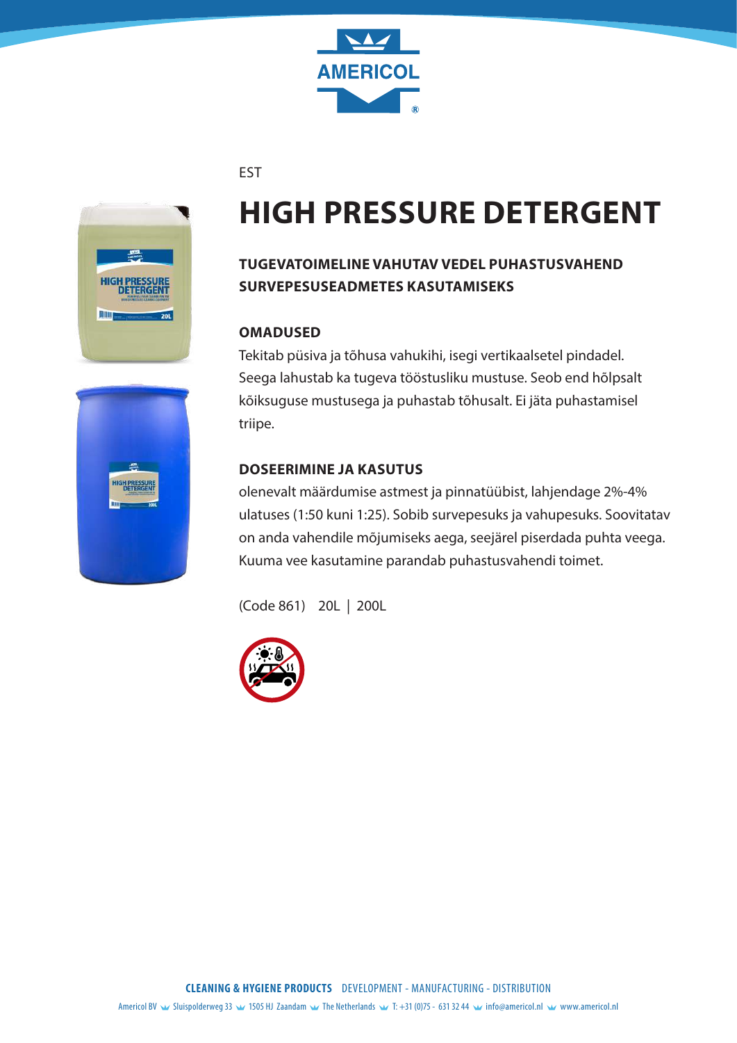EST

# HIGH PRESSURE DETERGENT

### TUGEVATOIMELINE VAHUTAV VEDEL PUHASTUSVAHEND SURVEPESUSEADMETES KASUTAMISEKS

### OMADUSED

Tekitab püsiva ja tõhusa vahukihi, isegi vertikaalsetel pindadel. Seega lahustab ka tugeva tööstusliku mustuse. Seob end hõlpsalt kõiksuguse mustusega ja puhastab tõhusalt. Ei jäta puhastamisel triipe.

### DOSEERIMINE JA KASUTUS

olenevalt määrdumise astmest ja pinnatüübist, lahjendage 2%-4% ulatuses (1:50 kuni 1:25). Sobib survepesuks ja vahupesuks. Soovitatav on anda vahendile mõjumiseks aega, seejärel piserdada puhta veega. Kuuma vee kasutamine parandab puhastusvahendi toimet.

(Code 861) 20L | 200L

**CLEANING & HYGIENE PRODUCTS** DEVELOPMENT - MANUFACTURING - DISTRIBUTION

Americol BV Sluispolderweg 33 1505 HJ Zaandam The Netherlands T: +31 (0)75 - 631 32 44 info@americol.nl www.americol.nl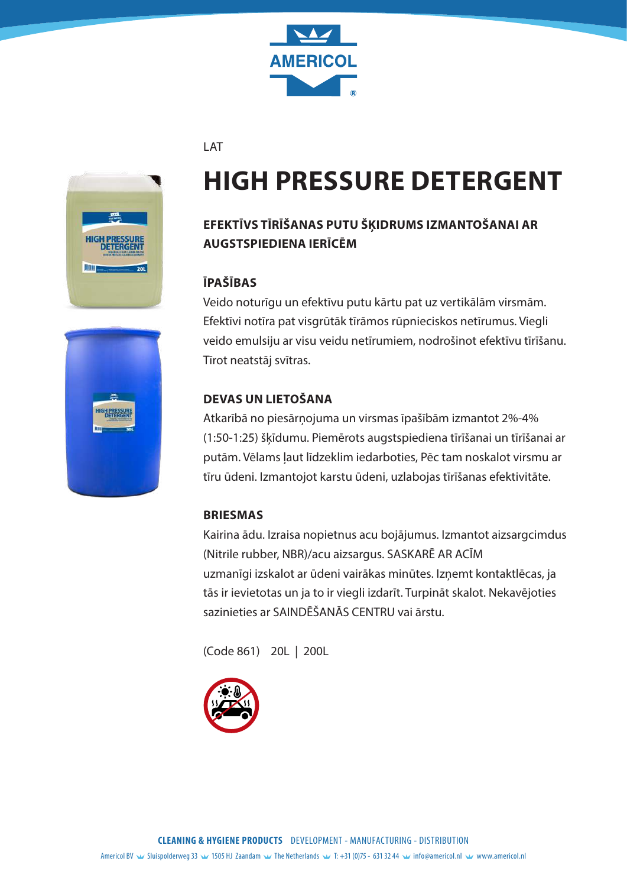LAT

# HIGH PRESSURE DETERGENT

### EFEKTĪVS TĪRĪŠANAS PUTU ŠĶIDRUMS IZMANTOŠANAI AR AUGSTSPIEDIENA IERĪCĒM

### ĪPAŠĪBAS

Veido noturīgu un efektīvu putu kārtu pat uz vertikālām virsmām. Efektīvi notīra pat visgrūtāk tīrāmos rūpnieciskos netīrumus. Viegli veido emulsiju ar visu veidu netīrumiem, nodrošinot efektīvu tīrīšanu. Tīrot neatstāj svītras.

### DEVAS UN LIETOŠANA

Atkarībā no piesārņojuma un virsmas īpašībām izmantot 2%-4% (1:50-1:25) šķīdumu. Piemērots augstspiediena tīrīšanai un tīrīšanai ar putām. Vēlams ļaut līdzeklim iedarboties, Pēc tam noskalot virsmu ar tīru ūdeni. Izmantojot karstu ūdeni, uzlabojas tīrīšanas efektivitāte.

### BRIESMAS

Kairina ādu. Izraisa nopietnus acu bojājumus. Izmantot aizsargcimdus (Nitrile rubber, NBR)/acu aizsargus. SASKARĒ AR ACĪM uzmanīgi izskalot ar ūdeni vairākas minūtes. Izņemt kontaktlēcas, ja tās ir ievietotas un ja to ir viegli izdarīt. Turpināt skalot. Nekavējoties sazinieties ar SAINDĒŠANĀS CENTRU vai ārstu.

(Code 861) 20L | 200L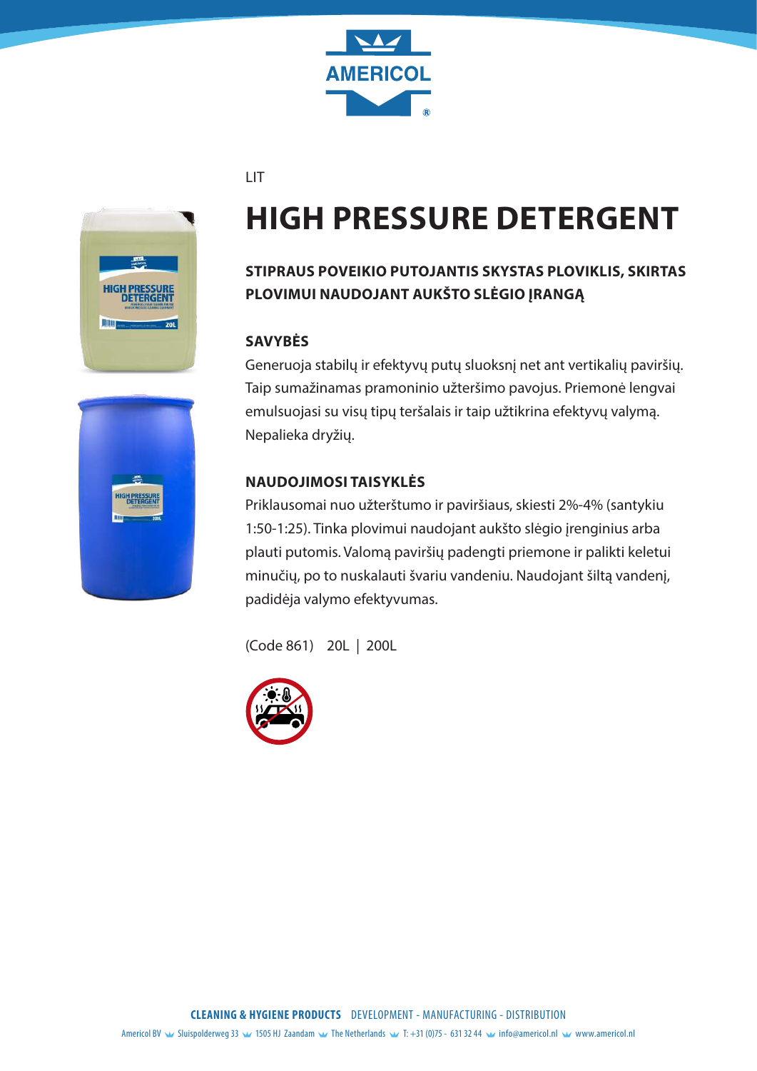LIT

# HIGH PRESSURE DETERGENT

**STIPRAUS POVEIKIO PUTOJANTIS SKYSTAS PLOVIKLIS, SKIRTAS PLOVIMUI NAUDOJANT AUKŠTO SLĖGIO ĮRANGĄ**

## SAVYBĖS

Generuoja stabilų ir efektyvų putų sluoksnį net ant vertikalių paviršių. Taip sumažinamas pramoninio užteršimo pavojus. Priemonė lengvai emulsuojasi su visų tipų teršalais ir taip užtikrina efektyvų valymą. Nepalieka dryžių.

## NAUDOJIMOSI TAISYKLĖS

Priklausomai nuo užterštumo ir paviršiaus, skiesti 2%-4% (santykiu 1:50-1:25). Tinka plovimui naudojant aukšto slėgio įrenginius arba plauti putomis. Valomą paviršių padengti priemone ir palikti keletui minučių, po to nuskalauti švariu vandeniu. Naudojant šiltą vandenį, padidėja valymo efektyvumas.

(Code 861) 20L | 200L

**CLEANING & HYGIENE PRODUCTS** DEVELOPMENT - MANUFACTURING - DISTRIBUTION

Americol BV Sluispolderweg 33 1505 HJ Zaandam The Netherlands T: +31 (0)75 - 631 32 44 info@americol.nl www.americol.nl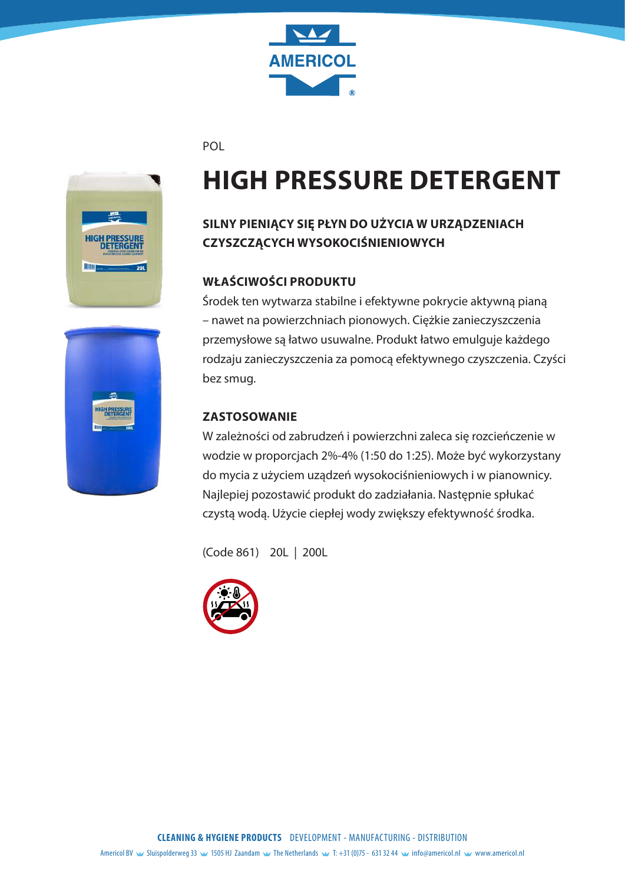POL

# HIGH PRESSURE DETERGENT

### SILNY PIENIĄCY SIĘ PŁYN DO UŻYCIA W URZĄDZENIACH CZYSZCZĄCYCH WYSOKOCIŚNIENIOWYCH

### WŁAŚCIWOŚCI PRODUKTU

Środek ten wytwarza stabilne i efektywne pokrycie aktywną pianą – nawet na powierzchniach pionowych. Ciężkie zanieczyszczenia przemysłowe są łatwo usuwalne. Produkt łatwo emulguje każdego rodzaju zanieczyszczenia za pomocą efektywnego czyszczenia. Czyści bez smug.

### ZASTOSOWANIE

W zależności od zabrudzeń i powierzchni zaleca się rozcieńczenie w wodzie w proporcjach 2%-4% (1:50 do 1:25). Może być wykorzystany do mycia z użyciem uządzeń wysokociśnieniowych i w pianownicy. Najlepiej pozostawić produkt do zadziałania. Następnie spłukać czystą wodą. Użycie ciepłej wody zwiększy efektywność środka.

(Code 861) 20L | 200L

**CLEANING & HYGIENE PRODUCTS** DEVELOPMENT - MANUFACTURING - DISTRIBUTION

Americol BV Sluispolderweg 33 1505 HJ Zaandam The Netherlands T: +31 (0)75 - 631 32 44 info@americol.nl www.americol.nl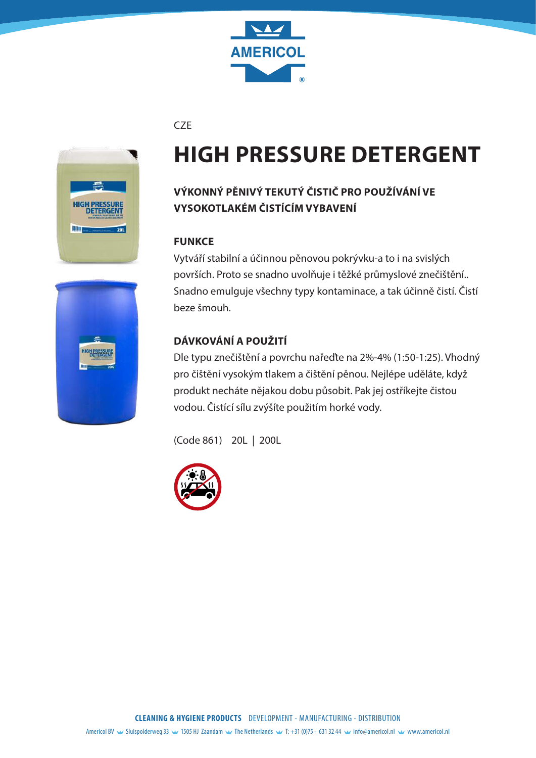CZE

# HIGH PRESSURE DETERGENT

### VÝKONNÝ PĚNIVÝ TEKUTÝ ČISTIČ PRO POUŽÍVÁNÍ VE VYSOKOTLAKÉM ČISTÍCÍM VYBAVENÍ

### FUNKCE

Vytváří stabilní a účinnou pěnovou pokrývku-a to i na svislých površích. Proto se snadno uvolňuje i těžké průmyslové znečištění.. Snadno emulguje všechny typy kontaminace, a tak účinně čistí. Čistí beze šmouh.

### DÁVKOVÁNÍ A POUŽITÍ

Dle typu znečištění a povrchu nařeďte na 2%-4% (1:50-1:25). Vhodný pro čištění vysokým tlakem a čištění pěnou. Nejlépe uděláte, když produkt necháte nějakou dobu působit. Pak jej ostříkejte čistou vodou. Čistící sílu zvýšíte použitím horké vody.

(Code 861) 20L | 200L

**CLEANING & HYGIENE PRODUCTS** DEVELOPMENT - MANUFACTURING - DISTRIBUTION

Americol BV Sluispolderweg 33 1505 HJ Zaandam The Netherlands T: +31 (0)75 - 631 32 44 info@americol.nl www.americol.nl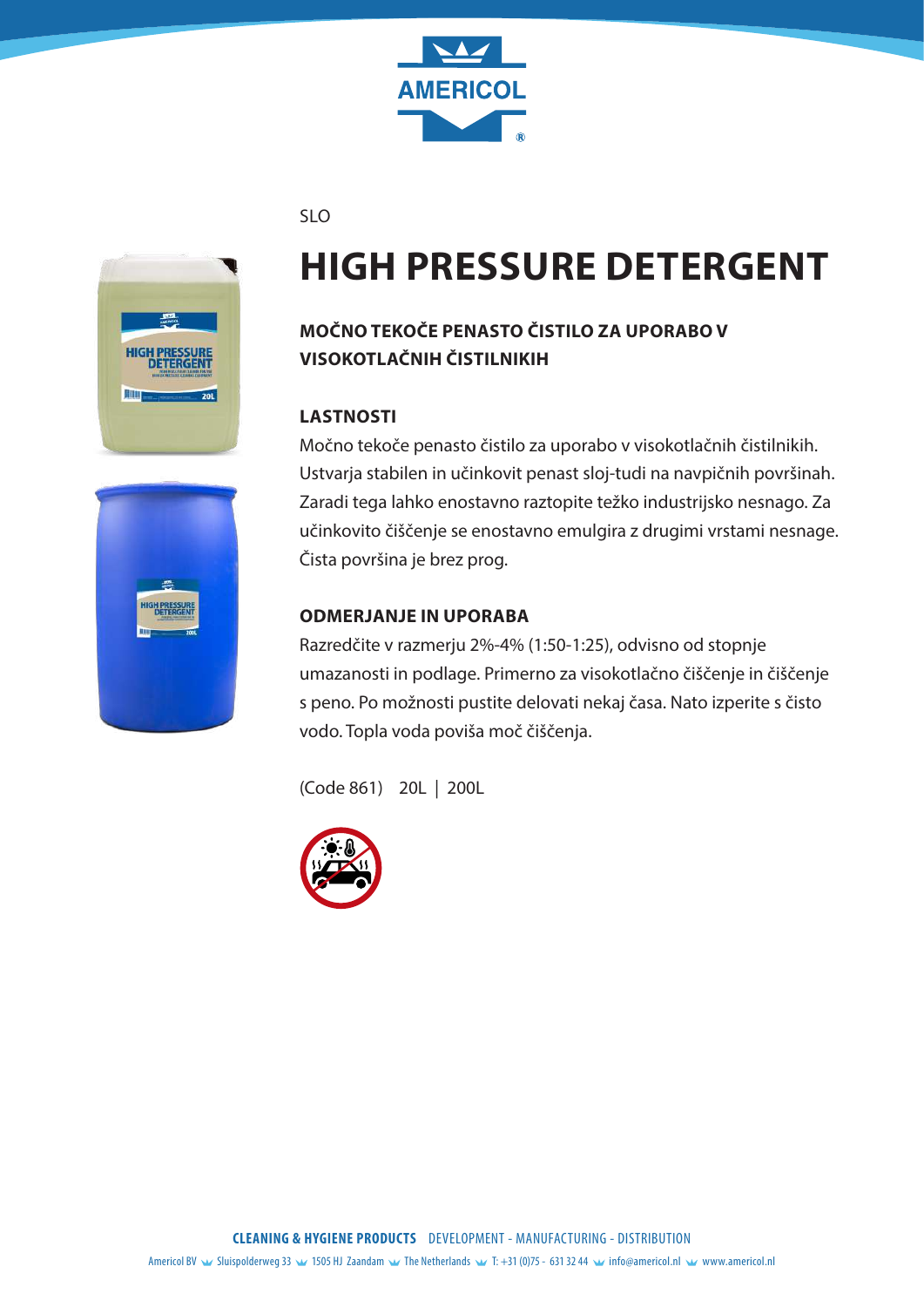SLO

# HIGH PRESSURE DETERGENT

### MOČNO TEKOČE PENASTO ČISTILO ZA UPORABO V VISOKOTLAČNIH ČISTILNIKIH

### LASTNOSTI

Močno tekoče penasto čistilo za uporabo v visokotlačnih čistilnikih. Ustvarja stabilen in učinkovit penast sloj-tudi na navpičnih površinah. Zaradi tega lahko enostavno raztopite težko industrijsko nesnago. Za učinkovito čiščenje se enostavno emulgira z drugimi vrstami nesnage. Čista površina je brez prog.

### ODMERJANJE IN UPORABA

Razredčite v razmerju 2%-4% (1:50-1:25), odvisno od stopnje umazanosti in podlage. Primerno za visokotlačno čiščenje in čiščenje s peno. Po možnosti pustite delovati nekaj časa. Nato izperite s čisto vodo. Topla voda poviša moč čiščenja.

(Code 861) 20L | 200L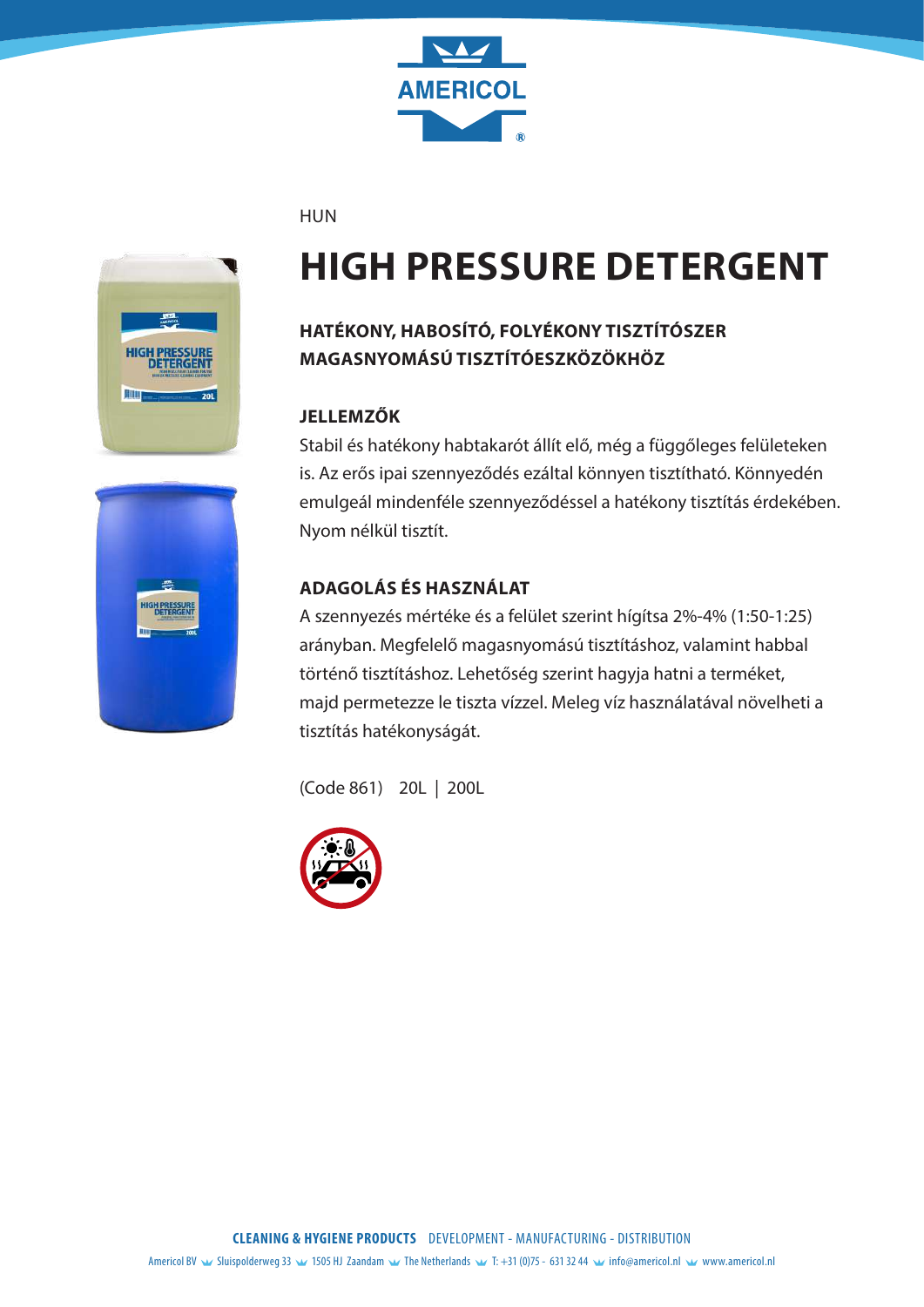HUN

# HIGH PRESSURE DETERGENT

### HATÉKONY, HABOSÍTÓ, FOLYÉKONY TISZTÍTÓSZER MAGASNYOMÁSÚ TISZTÍTÓESZKÖZÖKHÖZ

### JELLEMZŐK

Stabil és hatékony habtakarót állít elő, még a függőleges felületeken is. Az erős ipai szennyeződés ezáltal könnyen tisztítható. Könnyedén emulgeál mindenféle szennyeződéssel a hatékony tisztítás érdekében. Nyom nélkül tisztít.

### ADAGOLÁS ÉS HASZNÁLAT

A szennyezés mértéke és a felület szerint hígítsa 2%-4% (1:50-1:25) arányban. Megfelelő magasnyomású tisztításhoz, valamint habbal történő tisztításhoz. Lehetőség szerint hagyja hatni a terméket, majd permetezze le tiszta vízzel. Meleg víz használatával növelheti a tisztítás hatékonyságát.

(Code 861)  20L | 200L

**CLEANING & HYGIENE PRODUCTS** DEVELOPMENT - MANUFACTURING - DISTRIBUTION

Americol BV Sluispolderweg 33 1505 HJ Zaandam The Netherlands T: +31 (0)75 - 631 32 44 info@americol.nl www.americol.nl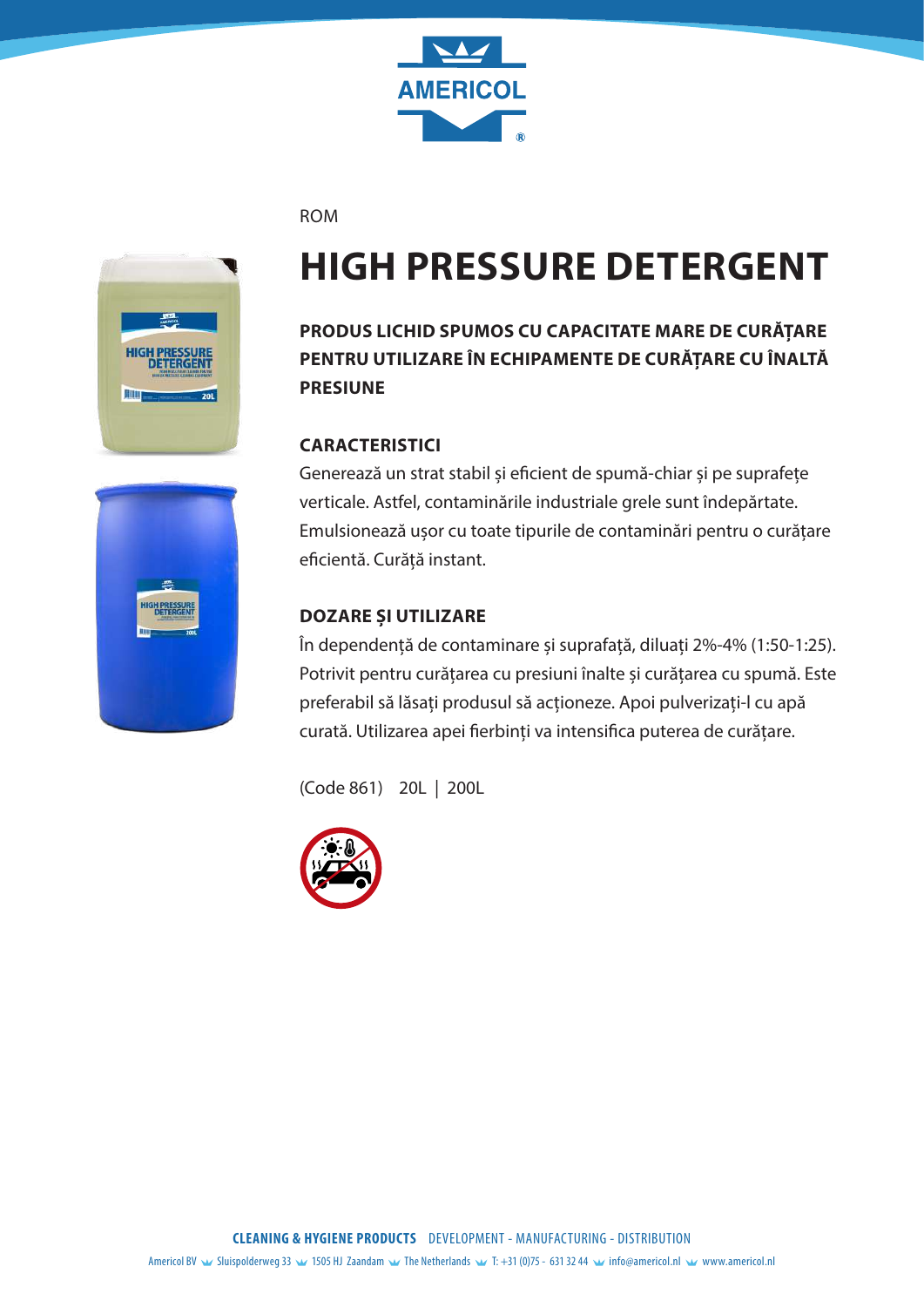ROM

# HIGH PRESSURE DETERGENT

**PRODUS LICHID SPUMOS CU CAPACITATE MARE DE CURĂȚARE PENTRU UTILIZARE ÎN ECHIPAMENTE DE CURĂȚARE CU ÎNALTĂ PRESIUNE**

## CARACTERISTICI

Generează un strat stabil și eficient de spumă-chiar și pe suprafețe verticale. Astfel, contaminările industriale grele sunt îndepărtate. Emulsionează ușor cu toate tipurile de contaminări pentru o curățare eficientă. Curăță instant.

## DOZARE ȘI UTILIZARE

În dependență de contaminare și suprafață, diluați 2%-4% (1:50-1:25). Potrivit pentru curățarea cu presiuni înalte și curățarea cu spumă. Este preferabil să lăsați produsul să acționeze. Apoi pulverizați-l cu apă curată. Utilizarea apei fierbinți va intensifica puterea de curățare.

(Code 861) 20L | 200L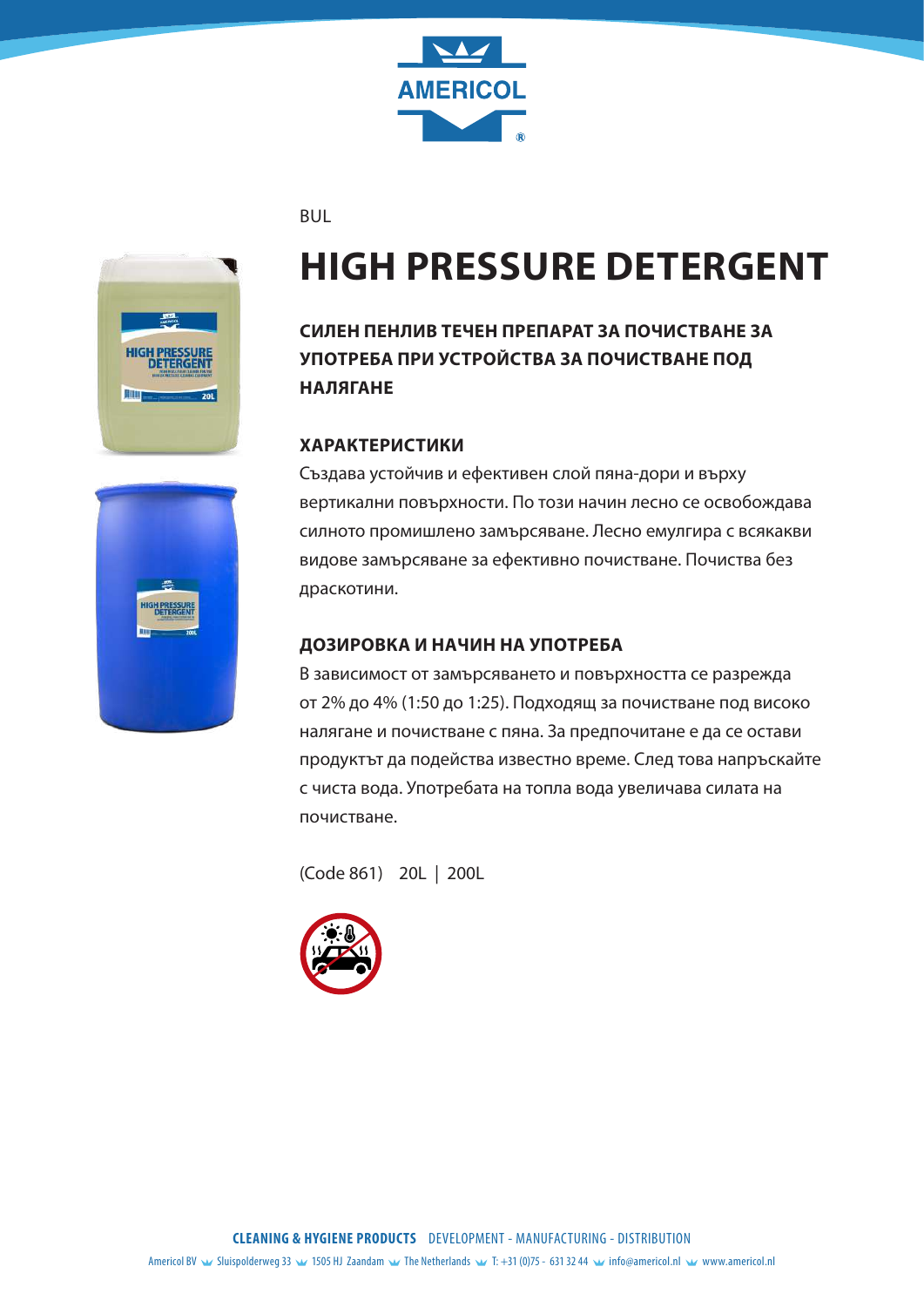BUL

# HIGH PRESSURE DETERGENT

### СИЛЕН ПЕНЛИВ ТЕЧЕН ПРЕПАРАТ ЗА ПОЧИСТВАНЕ ЗА УПОТРЕБА ПРИ УСТРОЙСТВА ЗА ПОЧИСТВАНЕ ПОД НАЛЯГАНЕ

## ХАРАКТЕРИСТИКИ

Създава устойчив и ефективен слой пяна-дори и върху вертикални повърхности. По този начин лесно се освобождава силното промишлено замърсяване. Лесно емулгира с всякакви видове замърсяване за ефективно почистване. Почиства без драскотини.

## ДОЗИРОВКА И НАЧИН НА УПОТРЕБА

В зависимост от замърсяването и повърхността се разрежда от 2% до 4% (1:50 до 1:25). Подходящ за почистване под високо налягане и почистване с пяна. За предпочитане е да се остави продуктът да подейства известно време. След това напръскайте с чиста вода. Употребата на топла вода увеличава силата на почистване.

(Code 861) 20L | 200L

**CLEANING & HYGIENE PRODUCTS** DEVELOPMENT - MANUFACTURING - DISTRIBUTION

Americol BV Sluispolderweg 33 1505 HJ Zaandam The Netherlands T: +31 (0)75 - 631 32 44 info@americol.nl www.americol.nl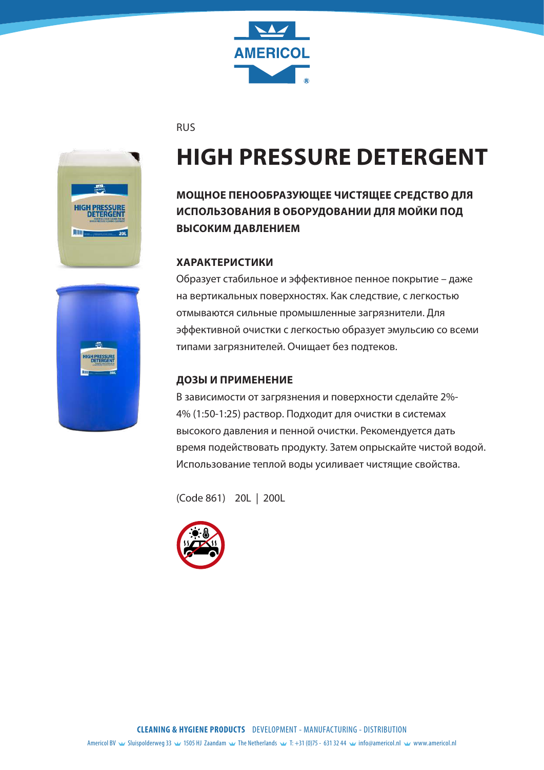RUS

# HIGH PRESSURE DETERGENT

**МОЩНОЕ ПЕНООБРАЗУЮЩЕЕ ЧИСТЯЩЕЕ СРЕДСТВО ДЛЯ ИСПОЛЬЗОВАНИЯ В ОБОРУДОВАНИИ ДЛЯ МОЙКИ ПОД ВЫСОКИМ ДАВЛЕНИЕМ**

## ХАРАКТЕРИСТИКИ

Образует стабильное и эффективное пенное покрытие – даже на вертикальных поверхностях. Как следствие, с легкостью отмываются сильные промышленные загрязнители. Для эффективной очистки с легкостью образует эмульсию со всеми типами загрязнителей. Очищает без подтеков.

## ДОЗЫ И ПРИМЕНЕНИЕ

В зависимости от загрязнения и поверхности сделайте 2%-4% (1:50-1:25) раствор. Подходит для очистки в системах высокого давления и пенной очистки. Рекомендуется дать время подействовать продукту. Затем опрыскайте чистой водой. Использование теплой воды усиливает чистящие свойства.

(Code 861) 20L | 200L

**CLEANING & HYGIENE PRODUCTS** DEVELOPMENT - MANUFACTURING - DISTRIBUTION

Americol BV Sluispolderweg 33 1505 HJ Zaandam The Netherlands T: +31 (0)75 - 631 32 44 info@americol.nl www.americol.nl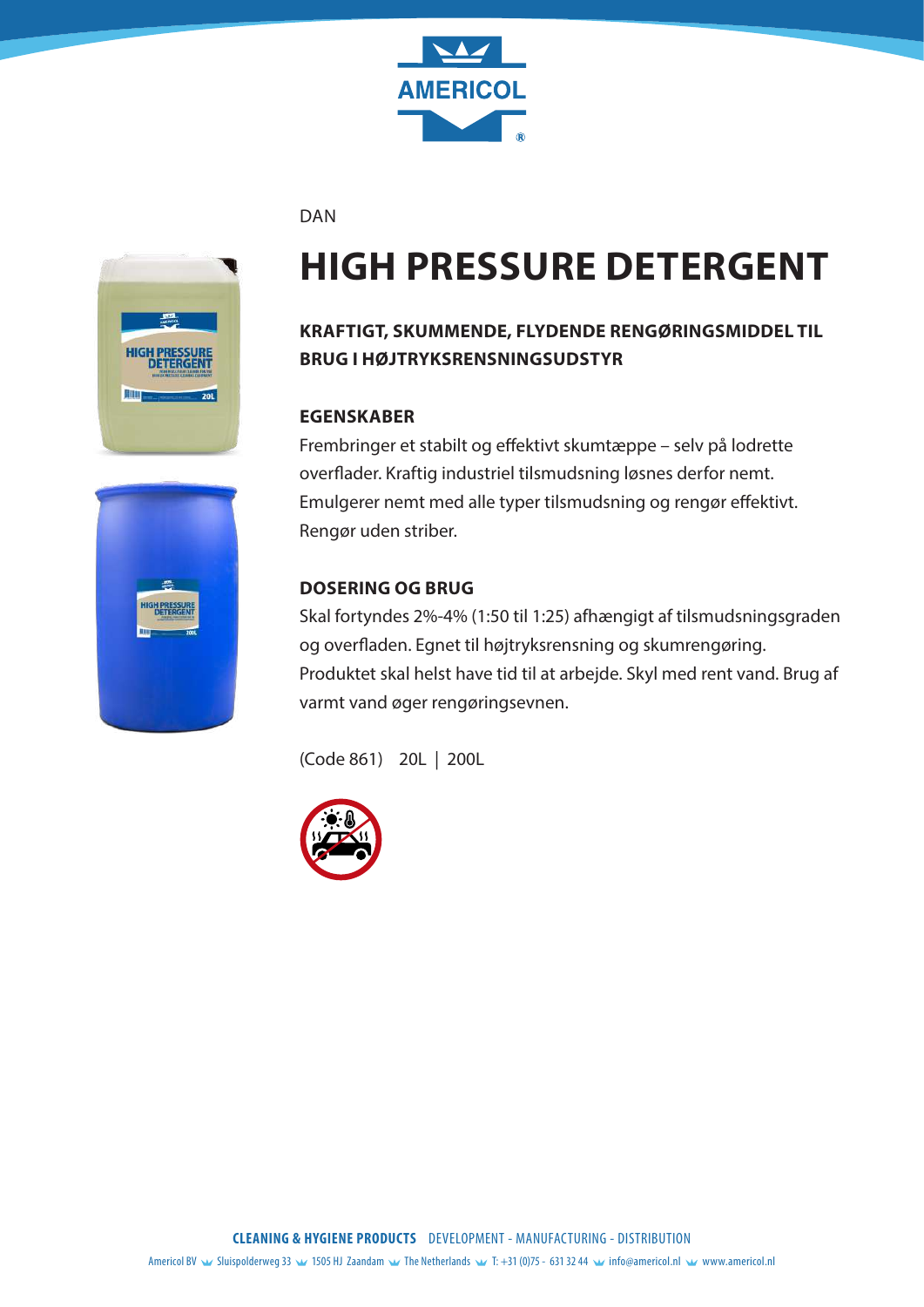DAN

# HIGH PRESSURE DETERGENT

### KRAFTIGT, SKUMMENDE, FLYDENDE RENGØRINGSMIDDEL TIL BRUG I HØJTRYKSRENSNINGSUDSTYR

### EGENSKABER

Frembringer et stabilt og effektivt skumtæppe – selv på lodrette overflader. Kraftig industriel tilsmudsning løsnes derfor nemt. Emulgerer nemt med alle typer tilsmudsning og rengør effektivt. Rengør uden striber.

### DOSERING OG BRUG

Skal fortyndes 2%-4% (1:50 til 1:25) afhængigt af tilsmudsningsgraden og overfladen. Egnet til højtryksrensning og skumrengøring. Produktet skal helst have tid til at arbejde. Skyl med rent vand. Brug af varmt vand øger rengøringsevnen.

(Code 861) 20L | 200L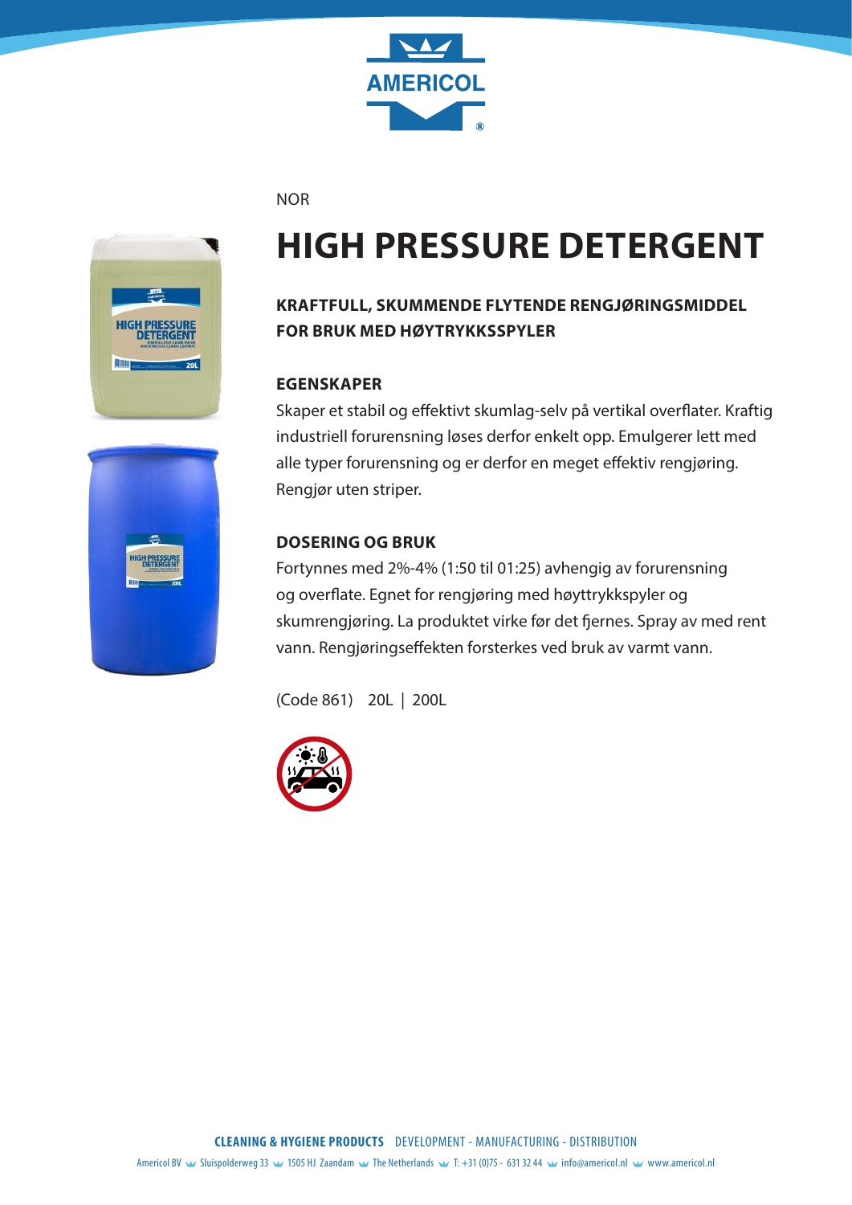NOR

# HIGH PRESSURE DETERGENT

**KRAFTFULL, SKUMMENDE FLYTENDE RENGJØRINGSMIDDEL FOR BRUK MED HØYTRYKKSSPYLER**

## EGENSKAPER

Skaper et stabil og effektivt skumlag-selv på vertikal overflater. Kraftig industriell forurensning løses derfor enkelt opp. Emulgerer lett med alle typer forurensning og er derfor en meget effektiv rengjøring. Rengjør uten striper.

## DOSERING OG BRUK

Fortynnes med 2%-4% (1:50 til 01:25) avhengig av forurensning og overflate. Egnet for rengjøring med høyttrykkspyler og skumrengjøring. La produktet virke før det fjernes. Spray av med rent vann. Rengjøringseffekten forsterkes ved bruk av varmt vann.

(Code 861) 20L | 200L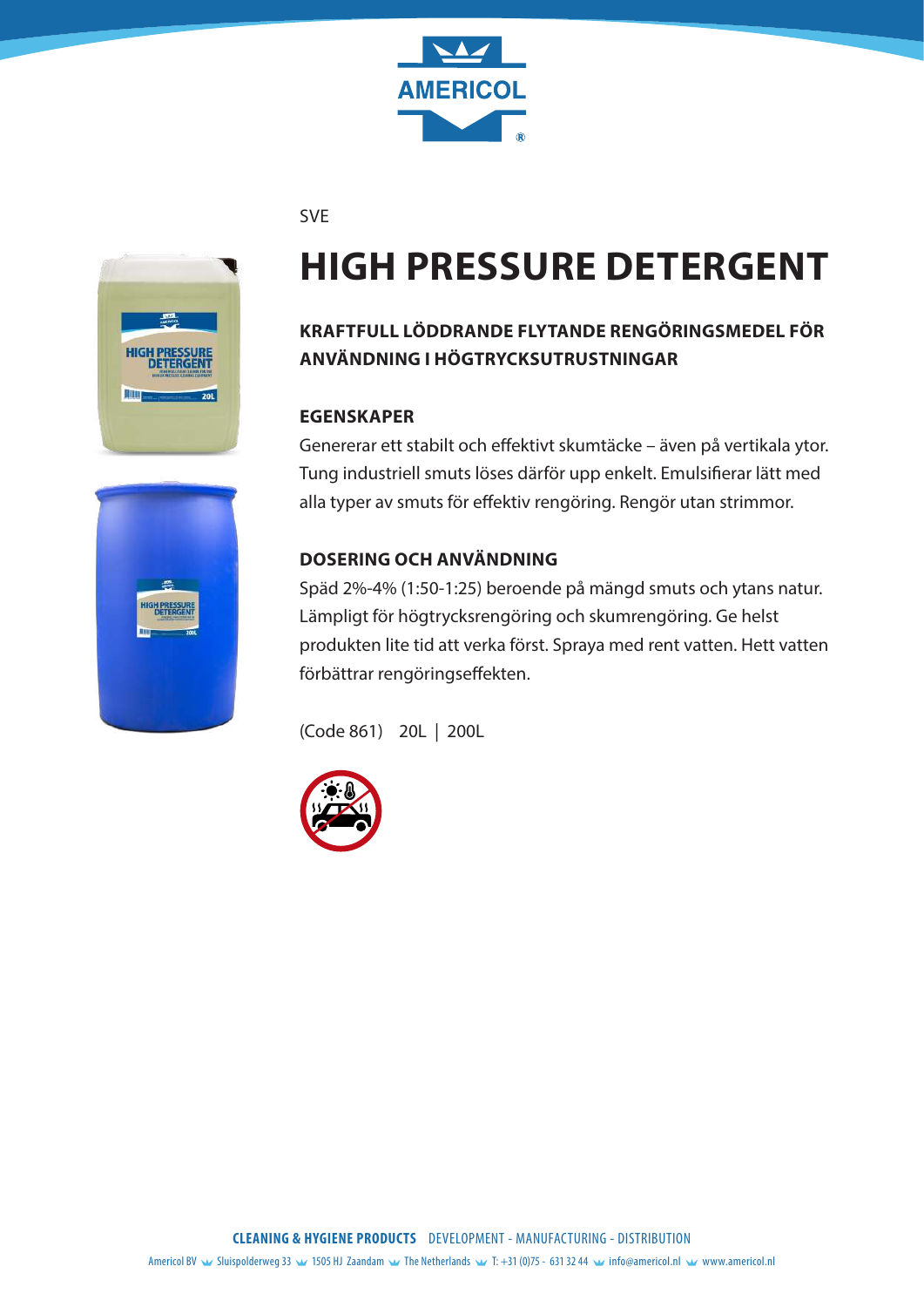SVE

# HIGH PRESSURE DETERGENT

### KRAFTFULL LÖDDRANDE FLYTANDE RENGÖRINGSMEDEL FÖR ANVÄNDNING I HÖGTRYCKSUTRUSTNINGAR

### EGENSKAPER

Genererar ett stabilt och effektivt skumtäcke – även på vertikala ytor. Tung industriell smuts löses därför upp enkelt. Emulsifierar lätt med alla typer av smuts för effektiv rengöring. Rengör utan strimmor.

### DOSERING OCH ANVÄNDNING

Späd 2%-4% (1:50-1:25) beroende på mängd smuts och ytans natur. Lämpligt för högtrycksrengöring och skumrengöring. Ge helst produkten lite tid att verka först. Spraya med rent vatten. Hett vatten förbättrar rengöringseffekten.

(Code 861)    20L | 200L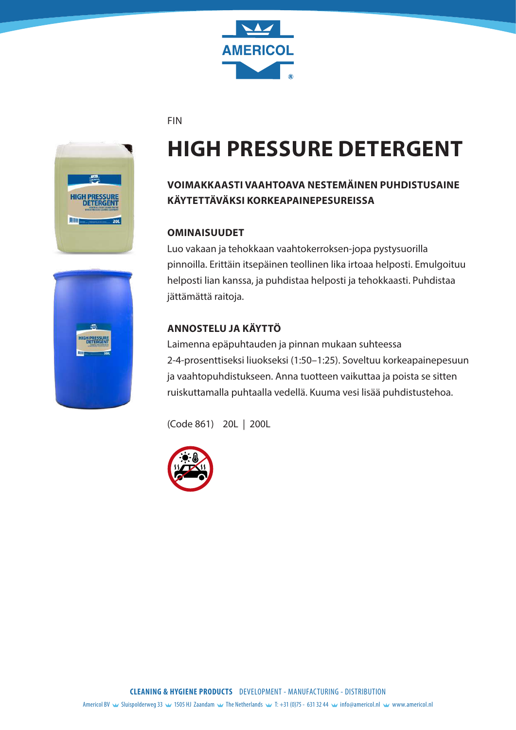FIN

# HIGH PRESSURE DETERGENT

### VOIMAKKAASTI VAAHTOAVA NESTEMÄINEN PUHDISTUSAINE KÄYTETTÄVÄKSI KORKEAPAINEPESUREISSA

### OMINAISUUDET

Luo vakaan ja tehokkaan vaahtokerroksen-jopa pystysuorilla pinnoilla. Erittäin itsepäinen teollinen lika irtoaa helposti. Emulgoituu helposti lian kanssa, ja puhdistaa helposti ja tehokkaasti. Puhdistaa jättämättä raitoja.

### ANNOSTELU JA KÄYTTÖ

Laimenna epäpuhtauden ja pinnan mukaan suhteessa 2-4-prosenttiseksi liuokseksi (1:50–1:25). Soveltuu korkeapainepesuun ja vaahtopuhdistukseen. Anna tuotteen vaikuttaa ja poista se sitten ruiskuttamalla puhtaalla vedellä. Kuuma vesi lisää puhdistustehoa.

(Code 861) 20L | 200L

**CLEANING & HYGIENE PRODUCTS** DEVELOPMENT - MANUFACTURING - DISTRIBUTION

Americol BV Sluispolderweg 33 1505 HJ Zaandam The Netherlands T: +31 (0)75 - 631 32 44 info@americol.nl www.americol.nl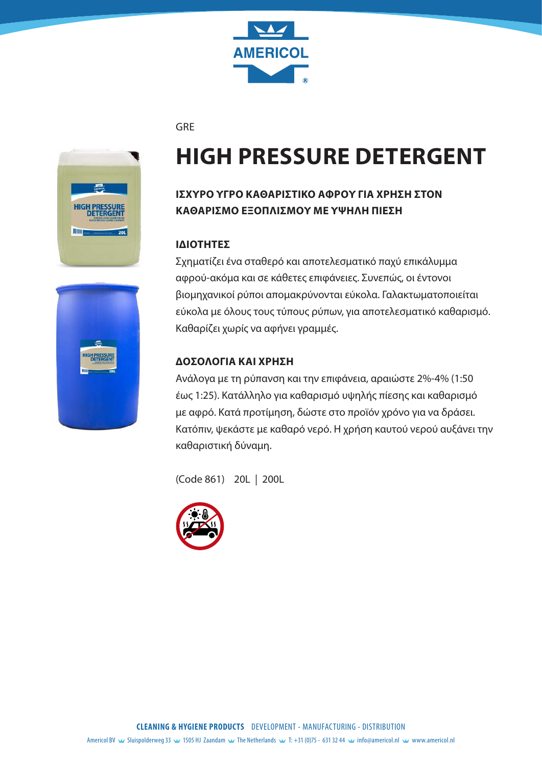GRE

# HIGH PRESSURE DETERGENT

### ΙΣΧΥΡΟ ΥΓΡΟ ΚΑΘΑΡΙΣΤΙΚΟ ΑΦΡΟΥ ΓΙΑ ΧΡΗΣΗ ΣΤΟΝ ΚΑΘΑΡΙΣΜΟ ΕΞΟΠΛΙΣΜΟΥ ΜΕ ΥΨΗΛΗ ΠΙΕΣΗ

### ΙΔΙΟΤΗΤΕΣ

Σχηματίζει ένα σταθερό και αποτελεσματικό παχύ επικάλυμμα αφρού-ακόμα και σε κάθετες επιφάνειες. Συνεπώς, οι έντονοι βιομηχανικοί ρύποι απομακρύνονται εύκολα. Γαλακτωματοποιείται εύκολα με όλους τους τύπους ρύπων, για αποτελεσματικό καθαρισμό. Καθαρίζει χωρίς να αφήνει γραμμές.

### ΔΟΣΟΛΟΓΙΑ ΚΑΙ ΧΡΗΣΗ

Ανάλογα με τη ρύπανση και την επιφάνεια, αραιώστε 2%-4% (1:50 έως 1:25). Κατάλληλο για καθαρισμό υψηλής πίεσης και καθαρισμό με αφρό. Κατά προτίμηση, δώστε στο προϊόν χρόνο για να δράσει. Κατόπιν, ψεκάστε με καθαρό νερό. Η χρήση καυτού νερού αυξάνει την καθαριστική δύναμη.

(Code 861) 20L | 200L

**CLEANING & HYGIENE PRODUCTS** DEVELOPMENT - MANUFACTURING - DISTRIBUTION

Americol BV · Sluispolderweg 33 · 1505 HJ Zaandam · The Netherlands · T: +31 (0)75 - 631 32 44 · info@americol.nl · www.americol.nl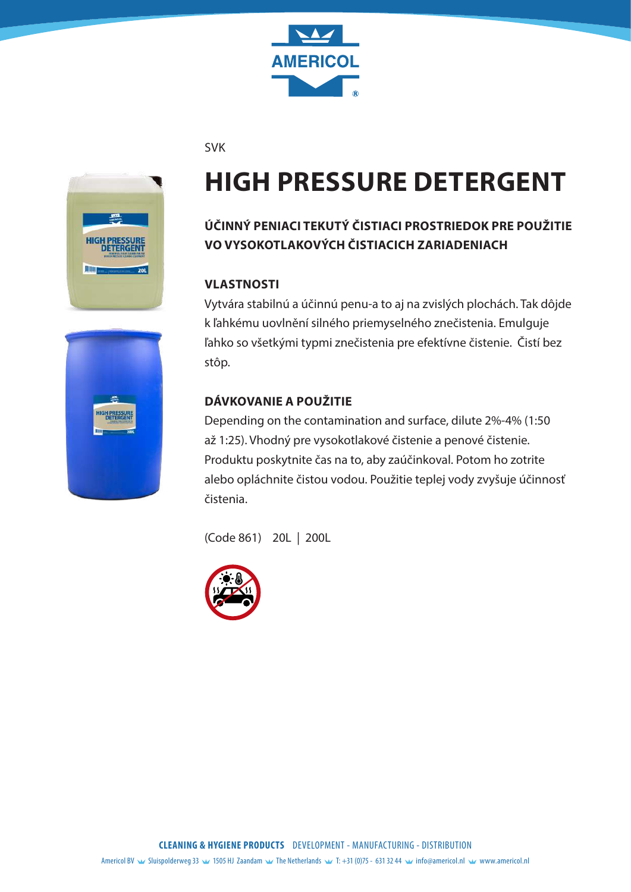SVK

# HIGH PRESSURE DETERGENT

### ÚČINNÝ PENIACI TEKUTÝ ČISTIACI PROSTRIEDOK PRE POUŽITIE VO VYSOKOTLAKOVÝCH ČISTIACICH ZARIADENIACH

### VLASTNOSTI

Vytvára stabilnú a účinnú penu-a to aj na zvislých plochách. Tak dôjde k ľahkému uovlnění silného priemyselného znečistenia. Emulguje ľahko so všetkými typmi znečistenia pre efektívne čistenie. Čistí bez stôp.

### DÁVKOVANIE A POUŽITIE

Depending on the contamination and surface, dilute 2%-4% (1:50 až 1:25). Vhodný pre vysokotlakové čistenie a penové čistenie. Produktu poskytnite čas na to, aby zaúčinkoval. Potom ho zotrite alebo opláchnite čistou vodou. Použitie teplej vody zvyšuje účinnosť čistenia.

(Code 861) 20L | 200L

**CLEANING & HYGIENE PRODUCTS** DEVELOPMENT - MANUFACTURING - DISTRIBUTION

Americol BV Sluispolderweg 33 1505 HJ Zaandam The Netherlands T: +31 (0)75 - 631 32 44 info@americol.nl www.americol.nl